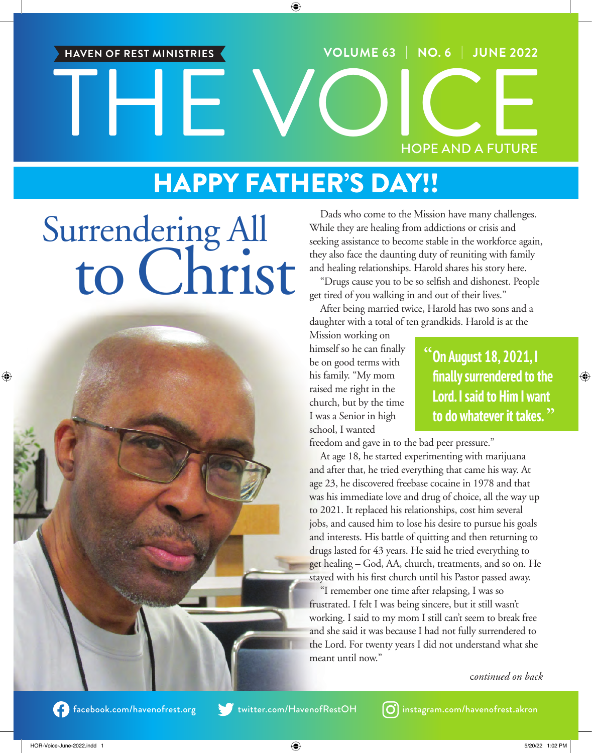HAVEN OF REST MINISTRIES

VOLUME 63 | NO. 6 | JUNE 2022

# THE VOICE

HOPE AND A FUTURE

## HAPPY FATHER'S DAY!!

# Surrendering All to Christ

Dads who come to the Mission have many challenges. While they are healing from addictions or crisis and seeking assistance to become stable in the workforce again, they also face the daunting duty of reuniting with family and healing relationships. Harold shares his story here.

"Drugs cause you to be so selfish and dishonest. People get tired of you walking in and out of their lives."

After being married twice, Harold has two sons and a daughter with a total of ten grandkids. Harold is at the Mission working on himself so he can finally be on good terms with his family. "My mom raised me right in the church, but by the time I was a Senior in high school, I wanted freedom and gave in to the bad peer pressure."

> **"On August 18, 2021, I finally surrendered to the Lord. I said to Him I want to do whatever it takes."**

At age 18, he started experimenting with marijuana and after that, he tried everything that came his way. At age 23, he discovered freebase cocaine in 1978 and that was his immediate love and drug of choice, all the way up to 2021. It replaced his relationships, cost him several jobs, and caused him to lose his desire to pursue his goals and interests. His battle of quitting and then returning to drugs lasted for 43 years. He said he tried everything to get healing – God, AA, church, treatments, and so on. He stayed with his first church until his Pastor passed away.

"I remember one time after relapsing, I was so frustrated. I felt I was being sincere, but it still wasn't working. I said to my mom I still can't seem to break free and she said it was because I had not fully surrendered to the Lord. For twenty years I did not understand what she meant until now."

*continued on back*

facebook.com/havenofrest.org | twitter.com/HavenofRestOH | instagram.com/havenofrest.akron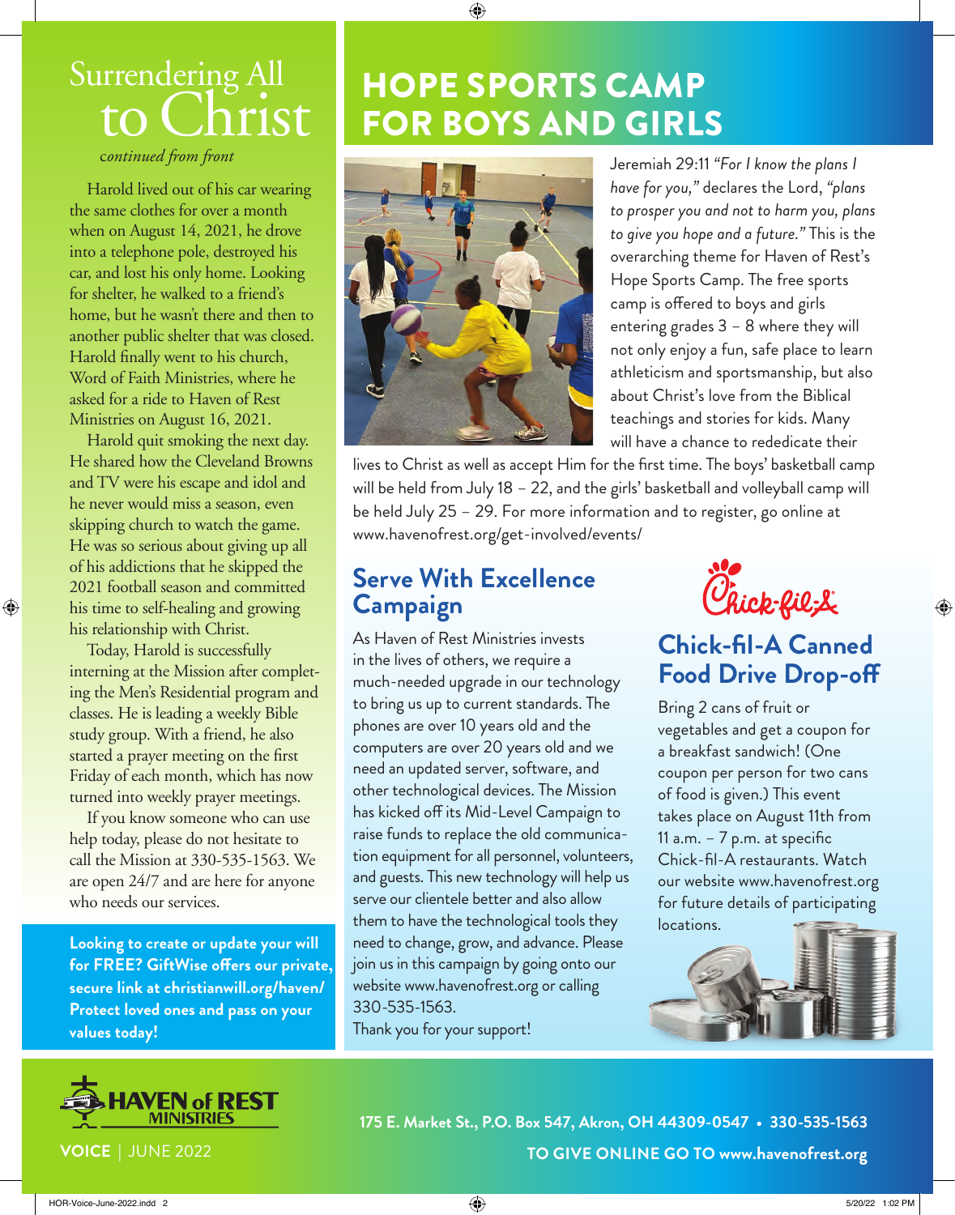# Surrendering All to Christ

*continued from front*

Harold lived out of his car wearing the same clothes for over a month when on August 14, 2021, he drove into a telephone pole, destroyed his car, and lost his only home. Looking for shelter, he walked to a friend's home, but he wasn't there and then to another public shelter that was closed. Harold finally went to his church, Word of Faith Ministries, where he asked for a ride to Haven of Rest Ministries on August 16, 2021.

Harold quit smoking the next day. He shared how the Cleveland Browns and TV were his escape and idol and he never would miss a season, even skipping church to watch the game. He was so serious about giving up all of his addictions that he skipped the 2021 football season and committed his time to self-healing and growing his relationship with Christ.

Today, Harold is successfully interning at the Mission after completing the Men's Residential program and classes. He is leading a weekly Bible study group. With a friend, he also started a prayer meeting on the first Friday of each month, which has now turned into weekly prayer meetings.

If you know someone who can use help today, please do not hesitate to call the Mission at 330-535-1563. We are open 24/7 and are here for anyone who needs our services.

**Looking to create or update your will for FREE? GiftWise offers our private, secure link at christianwill.org/haven/ Protect loved ones and pass on your values today!**

# HOPE SPORTS CAMP FOR BOYS AND GIRLS

Jeremiah 29:11 *"For I know the plans I have for you,"* declares the Lord, *"plans to prosper you and not to harm you, plans to give you hope and a future."* This is the overarching theme for Haven of Rest's Hope Sports Camp. The free sports camp is offered to boys and girls entering grades 3 – 8 where they will not only enjoy a fun, safe place to learn athleticism and sportsmanship, but also about Christ's love from the Biblical teachings and stories for kids. Many will have a chance to rededicate their lives to Christ as well as accept Him for the first time. The boys' basketball camp will be held from July 18 – 22, and the girls' basketball and volleyball camp will be held July 25 – 29. For more information and to register, go online at www.havenofrest.org/get-involved/events/

## Serve With Excellence Campaign

As Haven of Rest Ministries invests in the lives of others, we require a much-needed upgrade in our technology to bring us up to current standards. The phones are over 10 years old and the computers are over 20 years old and we need an updated server, software, and other technological devices. The Mission has kicked off its Mid-Level Campaign to raise funds to replace the old communication equipment for all personnel, volunteers, and guests. This new technology will help us serve our clientele better and also allow them to have the technological tools they need to change, grow, and advance. Please join us in this campaign by going onto our website www.havenofrest.org or calling 330-535-1563.

Thank you for your support!

## Chick-fil-A Canned Food Drive Drop-off

Bring 2 cans of fruit or vegetables and get a coupon for a breakfast sandwich! (One coupon per person for two cans of food is given.) This event takes place on August 11th from 11 a.m. – 7 p.m. at specific Chick-fil-A restaurants. Watch our website www.havenofrest.org for future details of participating locations.

HAVEN of REST MINISTRIES

VOICE | JUNE 2022

175 E. Market St., P.O. Box 547, Akron, OH 44309-0547 • 330-535-1563

TO GIVE ONLINE GO TO www.havenofrest.org